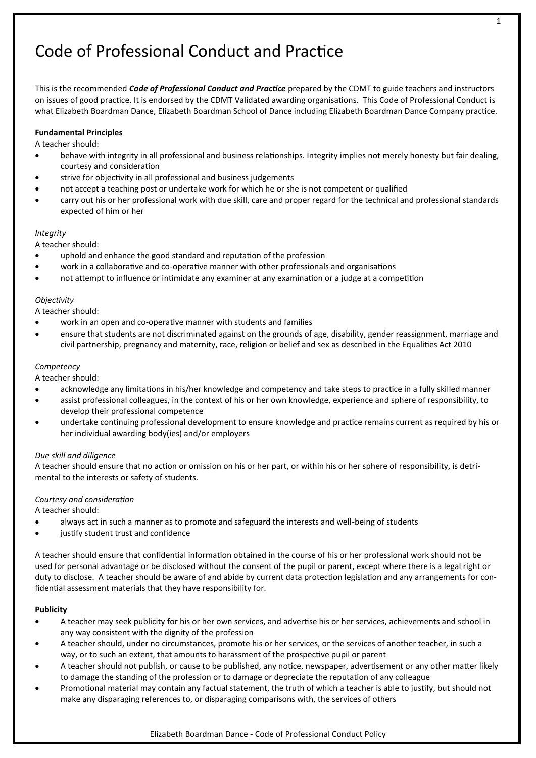# Code of Professional Conduct and Practice

This is the recommended ***Code of Professional Conduct and Practice*** prepared by the CDMT to guide teachers and instructors on issues of good practice. It is endorsed by the CDMT Validated awarding organisations. This Code of Professional Conduct is what Elizabeth Boardman Dance, Elizabeth Boardman School of Dance including Elizabeth Boardman Dance Company practice.

**Fundamental Principles**

A teacher should:

- behave with integrity in all professional and business relationships. Integrity implies not merely honesty but fair dealing, courtesy and consideration
- strive for objectivity in all professional and business judgements
- not accept a teaching post or undertake work for which he or she is not competent or qualified
- carry out his or her professional work with due skill, care and proper regard for the technical and professional standards expected of him or her

*Integrity*

A teacher should:

- uphold and enhance the good standard and reputation of the profession
- work in a collaborative and co-operative manner with other professionals and organisations
- not attempt to influence or intimidate any examiner at any examination or a judge at a competition

*Objectivity*

A teacher should:

- work in an open and co-operative manner with students and families
- ensure that students are not discriminated against on the grounds of age, disability, gender reassignment, marriage and civil partnership, pregnancy and maternity, race, religion or belief and sex as described in the Equalities Act 2010

*Competency*

A teacher should:

- acknowledge any limitations in his/her knowledge and competency and take steps to practice in a fully skilled manner
- assist professional colleagues, in the context of his or her own knowledge, experience and sphere of responsibility, to develop their professional competence
- undertake continuing professional development to ensure knowledge and practice remains current as required by his or her individual awarding body(ies) and/or employers

*Due skill and diligence*

A teacher should ensure that no action or omission on his or her part, or within his or her sphere of responsibility, is detrimental to the interests or safety of students.

*Courtesy and consideration*

A teacher should:

- always act in such a manner as to promote and safeguard the interests and well-being of students
- justify student trust and confidence

A teacher should ensure that confidential information obtained in the course of his or her professional work should not be used for personal advantage or be disclosed without the consent of the pupil or parent, except where there is a legal right or duty to disclose. A teacher should be aware of and abide by current data protection legislation and any arrangements for confidential assessment materials that they have responsibility for.

**Publicity**

- A teacher may seek publicity for his or her own services, and advertise his or her services, achievements and school in any way consistent with the dignity of the profession
- A teacher should, under no circumstances, promote his or her services, or the services of another teacher, in such a way, or to such an extent, that amounts to harassment of the prospective pupil or parent
- A teacher should not publish, or cause to be published, any notice, newspaper, advertisement or any other matter likely to damage the standing of the profession or to damage or depreciate the reputation of any colleague
- Promotional material may contain any factual statement, the truth of which a teacher is able to justify, but should not make any disparaging references to, or disparaging comparisons with, the services of others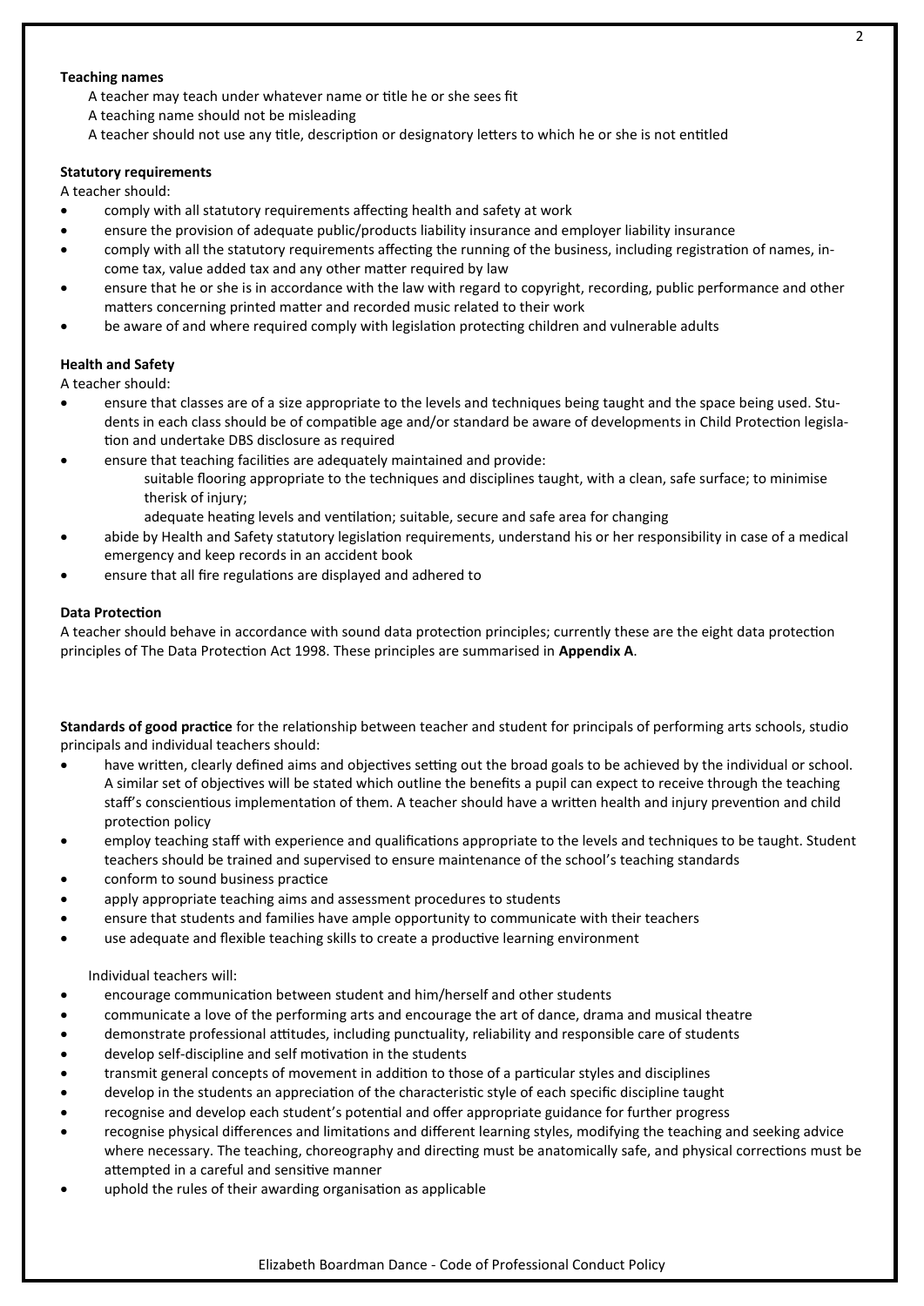**Teaching names**

A teacher may teach under whatever name or title he or she sees fit

A teaching name should not be misleading

A teacher should not use any title, description or designatory letters to which he or she is not entitled

**Statutory requirements**

A teacher should:

- comply with all statutory requirements affecting health and safety at work
- ensure the provision of adequate public/products liability insurance and employer liability insurance
- comply with all the statutory requirements affecting the running of the business, including registration of names, income tax, value added tax and any other matter required by law
- ensure that he or she is in accordance with the law with regard to copyright, recording, public performance and other matters concerning printed matter and recorded music related to their work
- be aware of and where required comply with legislation protecting children and vulnerable adults

**Health and Safety**

A teacher should:

- ensure that classes are of a size appropriate to the levels and techniques being taught and the space being used. Students in each class should be of compatible age and/or standard be aware of developments in Child Protection legislation and undertake DBS disclosure as required
- ensure that teaching facilities are adequately maintained and provide:
  - suitable flooring appropriate to the techniques and disciplines taught, with a clean, safe surface; to minimise therisk of injury;
  - adequate heating levels and ventilation; suitable, secure and safe area for changing
- abide by Health and Safety statutory legislation requirements, understand his or her responsibility in case of a medical emergency and keep records in an accident book
- ensure that all fire regulations are displayed and adhered to

**Data Protection**

A teacher should behave in accordance with sound data protection principles; currently these are the eight data protection principles of The Data Protection Act 1998. These principles are summarised in **Appendix A**.

**Standards of good practice** for the relationship between teacher and student for principals of performing arts schools, studio principals and individual teachers should:

- have written, clearly defined aims and objectives setting out the broad goals to be achieved by the individual or school. A similar set of objectives will be stated which outline the benefits a pupil can expect to receive through the teaching staff's conscientious implementation of them. A teacher should have a written health and injury prevention and child protection policy
- employ teaching staff with experience and qualifications appropriate to the levels and techniques to be taught. Student teachers should be trained and supervised to ensure maintenance of the school's teaching standards
- conform to sound business practice
- apply appropriate teaching aims and assessment procedures to students
- ensure that students and families have ample opportunity to communicate with their teachers
- use adequate and flexible teaching skills to create a productive learning environment

Individual teachers will:

- encourage communication between student and him/herself and other students
- communicate a love of the performing arts and encourage the art of dance, drama and musical theatre
- demonstrate professional attitudes, including punctuality, reliability and responsible care of students
- develop self-discipline and self motivation in the students
- transmit general concepts of movement in addition to those of a particular styles and disciplines
- develop in the students an appreciation of the characteristic style of each specific discipline taught
- recognise and develop each student's potential and offer appropriate guidance for further progress
- recognise physical differences and limitations and different learning styles, modifying the teaching and seeking advice where necessary. The teaching, choreography and directing must be anatomically safe, and physical corrections must be attempted in a careful and sensitive manner
- uphold the rules of their awarding organisation as applicable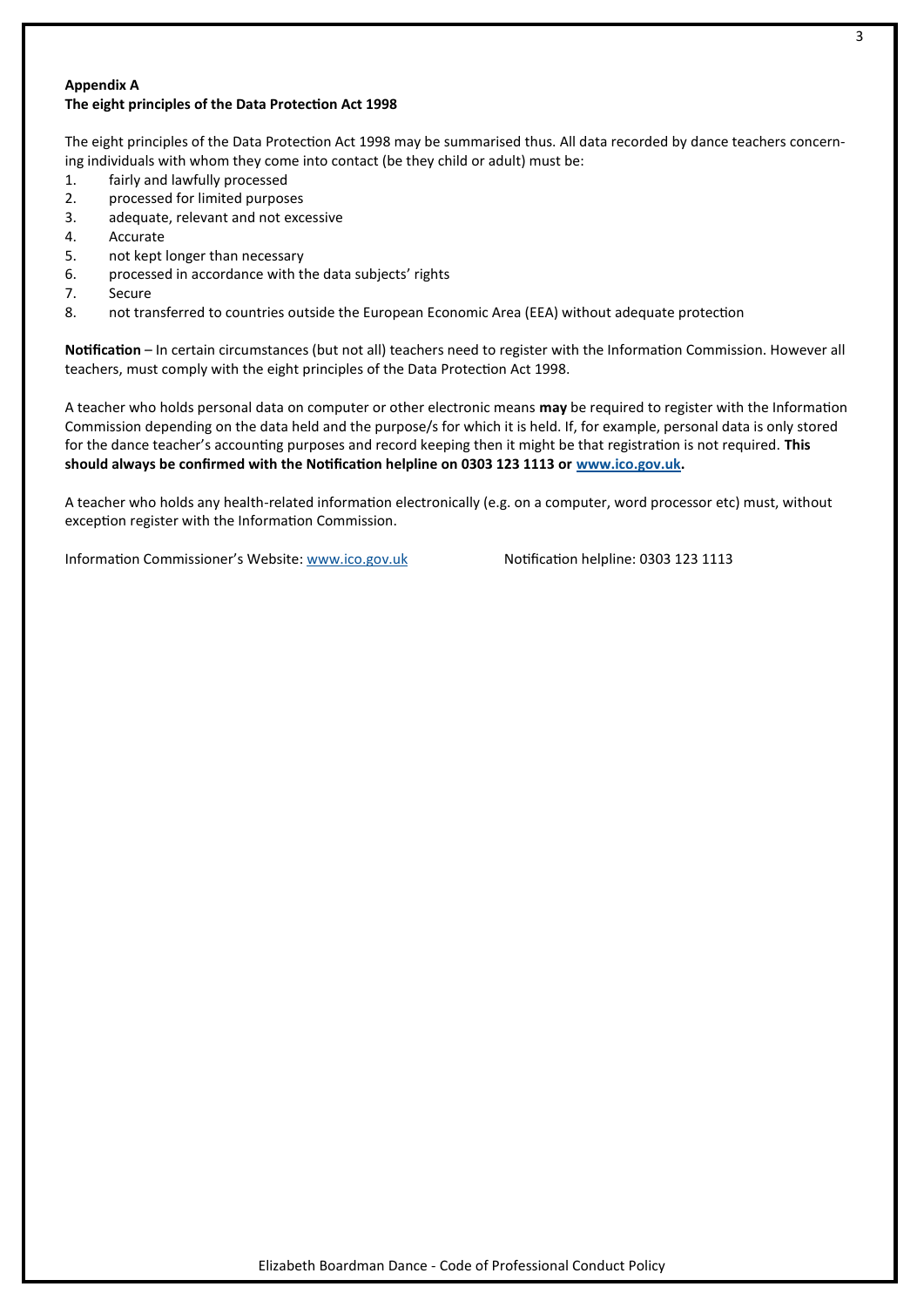**Appendix A**
**The eight principles of the Data Protection Act 1998**

The eight principles of the Data Protection Act 1998 may be summarised thus. All data recorded by dance teachers concerning individuals with whom they come into contact (be they child or adult) must be:

1. fairly and lawfully processed
2. processed for limited purposes
3. adequate, relevant and not excessive
4. Accurate
5. not kept longer than necessary
6. processed in accordance with the data subjects' rights
7. Secure
8. not transferred to countries outside the European Economic Area (EEA) without adequate protection

**Notification** – In certain circumstances (but not all) teachers need to register with the Information Commission. However all teachers, must comply with the eight principles of the Data Protection Act 1998.

A teacher who holds personal data on computer or other electronic means **may** be required to register with the Information Commission depending on the data held and the purpose/s for which it is held. If, for example, personal data is only stored for the dance teacher's accounting purposes and record keeping then it might be that registration is not required. **This should always be confirmed with the Notification helpline on 0303 123 1113 or www.ico.gov.uk.**

A teacher who holds any health-related information electronically (e.g. on a computer, word processor etc) must, without exception register with the Information Commission.

Information Commissioner's Website: www.ico.gov.uk Notification helpline: 0303 123 1113